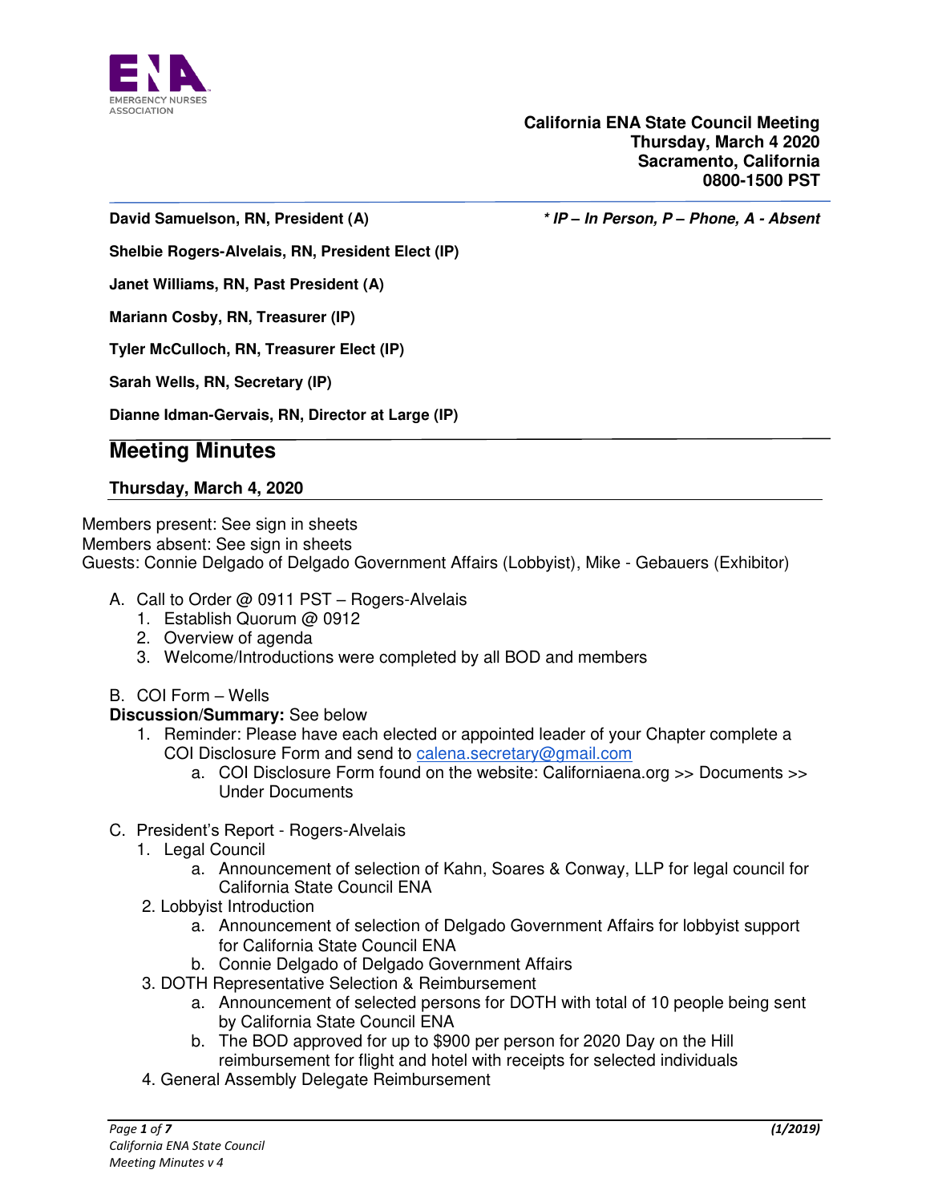**California ENA State Council Meeting**
**Thursday, March 4 2020**
**Sacramento, California**
**0800-1500 PST**

**David Samuelson, RN, President (A)** ***\* IP – In Person, P – Phone, A - Absent***

**Shelbie Rogers-Alvelais, RN, President Elect (IP)**

**Janet Williams, RN, Past President (A)**

**Mariann Cosby, RN, Treasurer (IP)**

**Tyler McCulloch, RN, Treasurer Elect (IP)**

**Sarah Wells, RN, Secretary (IP)**

**Dianne Idman-Gervais, RN, Director at Large (IP)**

# Meeting Minutes

**Thursday, March 4, 2020**

Members present: See sign in sheets
Members absent: See sign in sheets
Guests: Connie Delgado of Delgado Government Affairs (Lobbyist), Mike - Gebauers (Exhibitor)

A. Call to Order @ 0911 PST – Rogers-Alvelais
   1. Establish Quorum @ 0912
   2. Overview of agenda
   3. Welcome/Introductions were completed by all BOD and members

B. COI Form – Wells

**Discussion/Summary:** See below

   1. Reminder: Please have each elected or appointed leader of your Chapter complete a COI Disclosure Form and send to calena.secretary@gmail.com
      a. COI Disclosure Form found on the website: Californiaena.org >> Documents >> Under Documents

C. President's Report - Rogers-Alvelais
   1. Legal Council
      a. Announcement of selection of Kahn, Soares & Conway, LLP for legal council for California State Council ENA
   2. Lobbyist Introduction
      a. Announcement of selection of Delgado Government Affairs for lobbyist support for California State Council ENA
      b. Connie Delgado of Delgado Government Affairs
   3. DOTH Representative Selection & Reimbursement
      a. Announcement of selected persons for DOTH with total of 10 people being sent by California State Council ENA
      b. The BOD approved for up to $900 per person for 2020 Day on the Hill reimbursement for flight and hotel with receipts for selected individuals
   4. General Assembly Delegate Reimbursement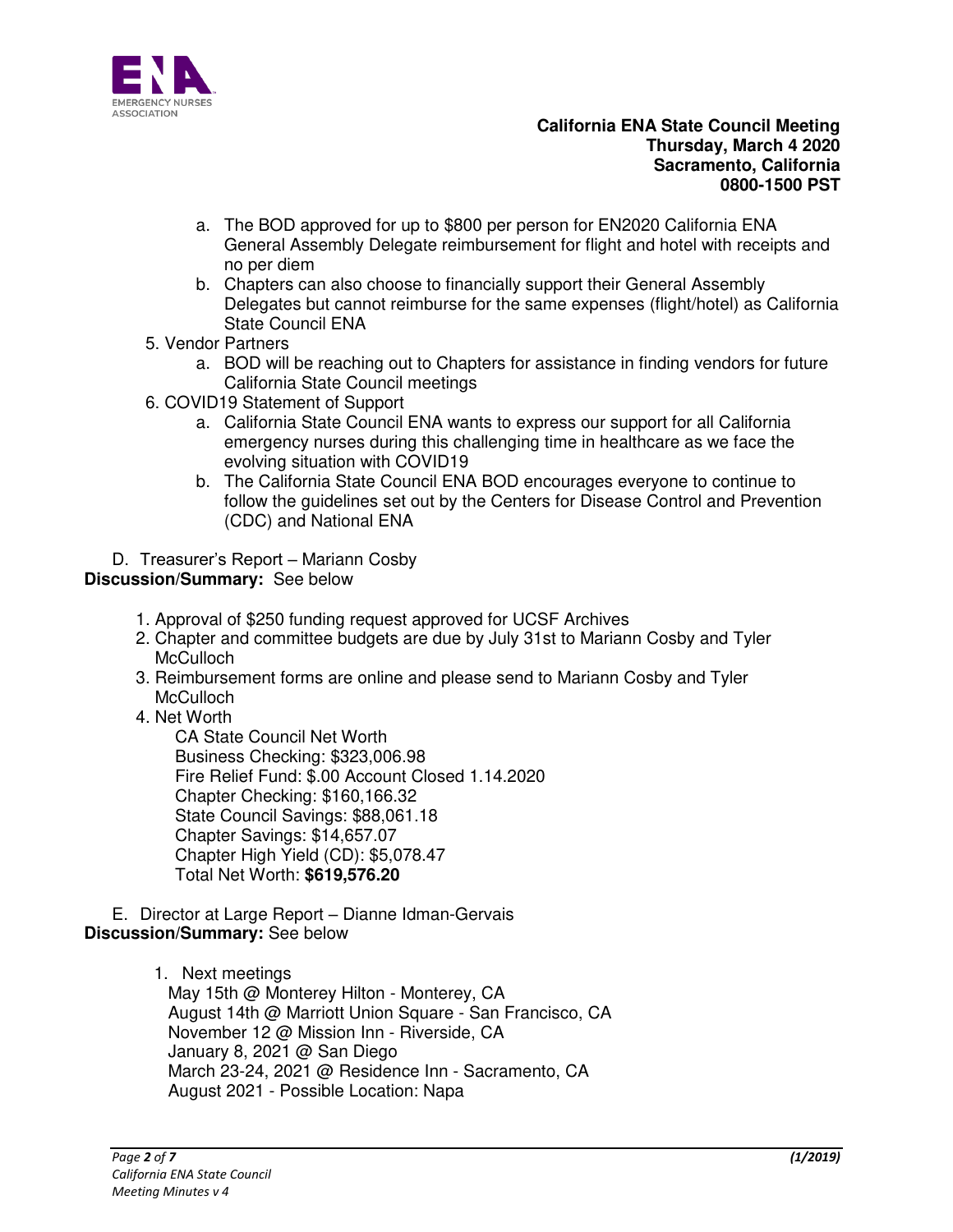**California ENA State Council Meeting**
**Thursday, March 4 2020**
**Sacramento, California**
**0800-1500 PST**

   a. The BOD approved for up to $800 per person for EN2020 California ENA General Assembly Delegate reimbursement for flight and hotel with receipts and no per diem
   b. Chapters can also choose to financially support their General Assembly Delegates but cannot reimburse for the same expenses (flight/hotel) as California State Council ENA

5. Vendor Partners
   a. BOD will be reaching out to Chapters for assistance in finding vendors for future California State Council meetings
6. COVID19 Statement of Support
   a. California State Council ENA wants to express our support for all California emergency nurses during this challenging time in healthcare as we face the evolving situation with COVID19
   b. The California State Council ENA BOD encourages everyone to continue to follow the guidelines set out by the Centers for Disease Control and Prevention (CDC) and National ENA

D. Treasurer's Report – Mariann Cosby

**Discussion/Summary:** See below

1. Approval of $250 funding request approved for UCSF Archives
2. Chapter and committee budgets are due by July 31st to Mariann Cosby and Tyler McCulloch
3. Reimbursement forms are online and please send to Mariann Cosby and Tyler McCulloch
4. Net Worth

   CA State Council Net Worth
   Business Checking: $323,006.98
   Fire Relief Fund: $.00 Account Closed 1.14.2020
   Chapter Checking: $160,166.32
   State Council Savings: $88,061.18
   Chapter Savings: $14,657.07
   Chapter High Yield (CD): $5,078.47
   Total Net Worth: **$619,576.20**

E. Director at Large Report – Dianne Idman-Gervais

**Discussion/Summary:** See below

1. Next meetings

   May 15th @ Monterey Hilton - Monterey, CA
   August 14th @ Marriott Union Square - San Francisco, CA
   November 12 @ Mission Inn - Riverside, CA
   January 8, 2021 @ San Diego
   March 23-24, 2021 @ Residence Inn - Sacramento, CA
   August 2021 - Possible Location: Napa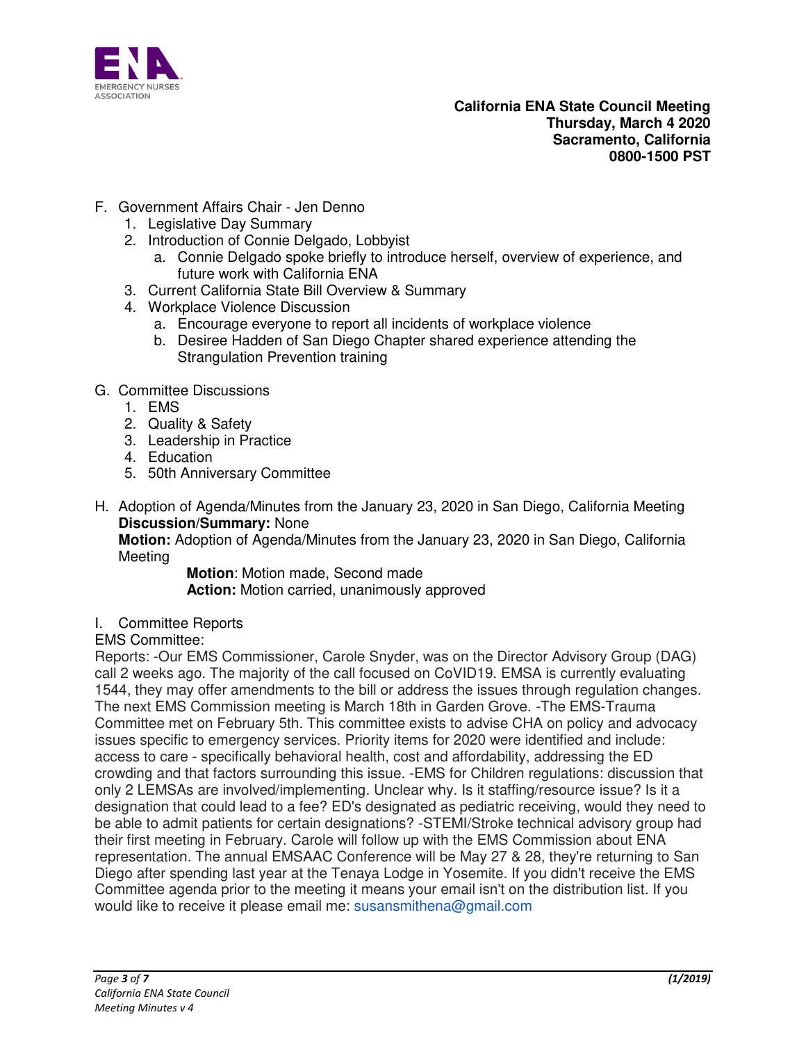**California ENA State Council Meeting**
**Thursday, March 4 2020**
**Sacramento, California**
**0800-1500 PST**

F. Government Affairs Chair - Jen Denno
   1. Legislative Day Summary
   2. Introduction of Connie Delgado, Lobbyist
      a. Connie Delgado spoke briefly to introduce herself, overview of experience, and future work with California ENA
   3. Current California State Bill Overview & Summary
   4. Workplace Violence Discussion
      a. Encourage everyone to report all incidents of workplace violence
      b. Desiree Hadden of San Diego Chapter shared experience attending the Strangulation Prevention training

G. Committee Discussions
   1. EMS
   2. Quality & Safety
   3. Leadership in Practice
   4. Education
   5. 50th Anniversary Committee

H. Adoption of Agenda/Minutes from the January 23, 2020 in San Diego, California Meeting
**Discussion/Summary:** None
**Motion:** Adoption of Agenda/Minutes from the January 23, 2020 in San Diego, California Meeting

> **Motion**: Motion made, Second made
> **Action:** Motion carried, unanimously approved

I. Committee Reports

EMS Committee:

Reports: -Our EMS Commissioner, Carole Snyder, was on the Director Advisory Group (DAG) call 2 weeks ago. The majority of the call focused on CoVID19. EMSA is currently evaluating 1544, they may offer amendments to the bill or address the issues through regulation changes. The next EMS Commission meeting is March 18th in Garden Grove. -The EMS-Trauma Committee met on February 5th. This committee exists to advise CHA on policy and advocacy issues specific to emergency services. Priority items for 2020 were identified and include: access to care - specifically behavioral health, cost and affordability, addressing the ED crowding and that factors surrounding this issue. -EMS for Children regulations: discussion that only 2 LEMSAs are involved/implementing. Unclear why. Is it staffing/resource issue? Is it a designation that could lead to a fee? ED's designated as pediatric receiving, would they need to be able to admit patients for certain designations? -STEMI/Stroke technical advisory group had their first meeting in February. Carole will follow up with the EMS Commission about ENA representation. The annual EMSAAC Conference will be May 27 & 28, they're returning to San Diego after spending last year at the Tenaya Lodge in Yosemite. If you didn't receive the EMS Committee agenda prior to the meeting it means your email isn't on the distribution list. If you would like to receive it please email me: susansmithena@gmail.com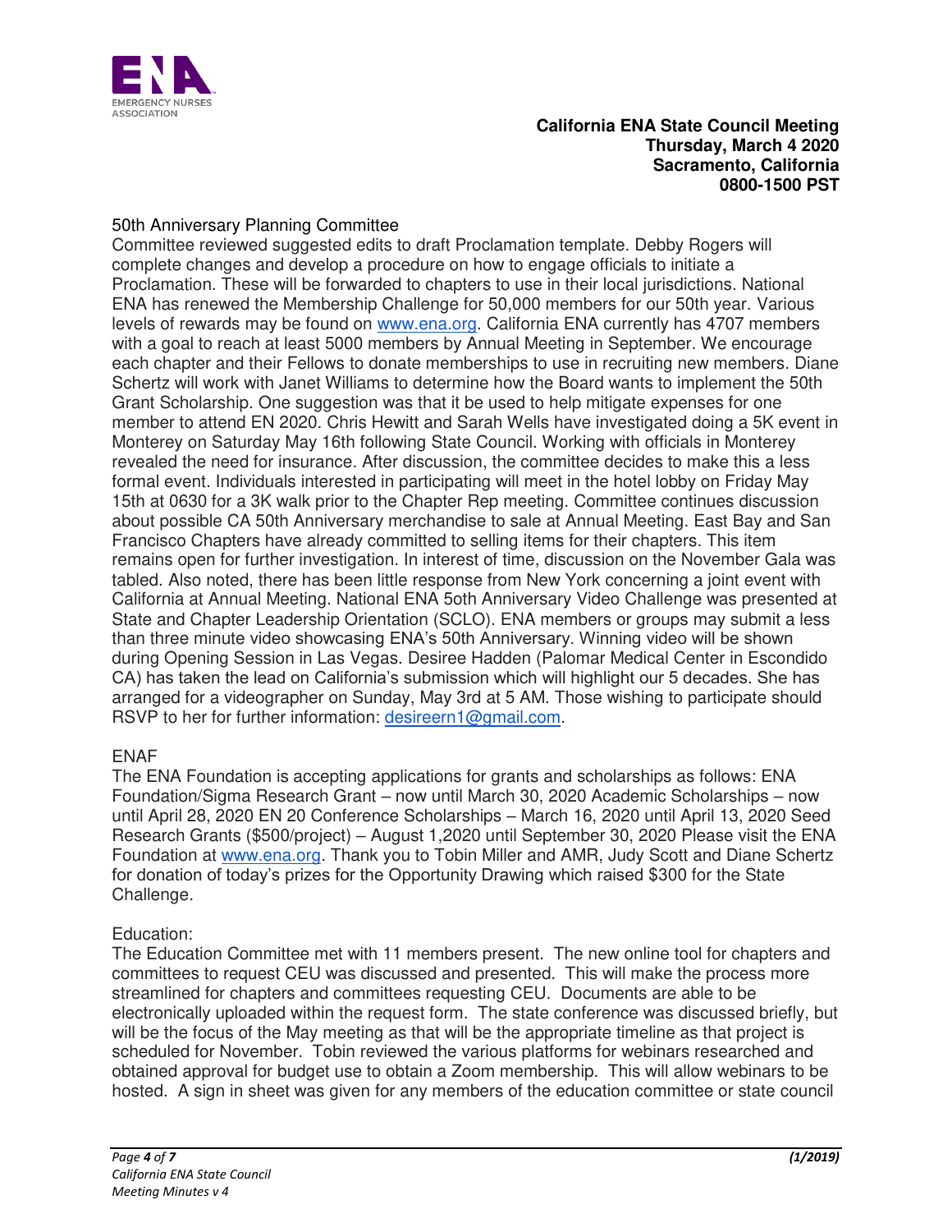**California ENA State Council Meeting**
**Thursday, March 4 2020**
**Sacramento, California**
**0800-1500 PST**

50th Anniversary Planning Committee
Committee reviewed suggested edits to draft Proclamation template. Debby Rogers will complete changes and develop a procedure on how to engage officials to initiate a Proclamation. These will be forwarded to chapters to use in their local jurisdictions. National ENA has renewed the Membership Challenge for 50,000 members for our 50th year. Various levels of rewards may be found on www.ena.org. California ENA currently has 4707 members with a goal to reach at least 5000 members by Annual Meeting in September. We encourage each chapter and their Fellows to donate memberships to use in recruiting new members. Diane Schertz will work with Janet Williams to determine how the Board wants to implement the 50th Grant Scholarship. One suggestion was that it be used to help mitigate expenses for one member to attend EN 2020. Chris Hewitt and Sarah Wells have investigated doing a 5K event in Monterey on Saturday May 16th following State Council. Working with officials in Monterey revealed the need for insurance. After discussion, the committee decides to make this a less formal event. Individuals interested in participating will meet in the hotel lobby on Friday May 15th at 0630 for a 3K walk prior to the Chapter Rep meeting. Committee continues discussion about possible CA 50th Anniversary merchandise to sale at Annual Meeting. East Bay and San Francisco Chapters have already committed to selling items for their chapters. This item remains open for further investigation. In interest of time, discussion on the November Gala was tabled. Also noted, there has been little response from New York concerning a joint event with California at Annual Meeting. National ENA 5oth Anniversary Video Challenge was presented at State and Chapter Leadership Orientation (SCLO). ENA members or groups may submit a less than three minute video showcasing ENA's 50th Anniversary. Winning video will be shown during Opening Session in Las Vegas. Desiree Hadden (Palomar Medical Center in Escondido CA) has taken the lead on California's submission which will highlight our 5 decades. She has arranged for a videographer on Sunday, May 3rd at 5 AM. Those wishing to participate should RSVP to her for further information: desireern1@gmail.com.

ENAF
The ENA Foundation is accepting applications for grants and scholarships as follows: ENA Foundation/Sigma Research Grant – now until March 30, 2020 Academic Scholarships – now until April 28, 2020 EN 20 Conference Scholarships – March 16, 2020 until April 13, 2020 Seed Research Grants ($500/project) – August 1,2020 until September 30, 2020 Please visit the ENA Foundation at www.ena.org. Thank you to Tobin Miller and AMR, Judy Scott and Diane Schertz for donation of today's prizes for the Opportunity Drawing which raised $300 for the State Challenge.

Education:
The Education Committee met with 11 members present. The new online tool for chapters and committees to request CEU was discussed and presented. This will make the process more streamlined for chapters and committees requesting CEU. Documents are able to be electronically uploaded within the request form. The state conference was discussed briefly, but will be the focus of the May meeting as that will be the appropriate timeline as that project is scheduled for November. Tobin reviewed the various platforms for webinars researched and obtained approval for budget use to obtain a Zoom membership. This will allow webinars to be hosted. A sign in sheet was given for any members of the education committee or state council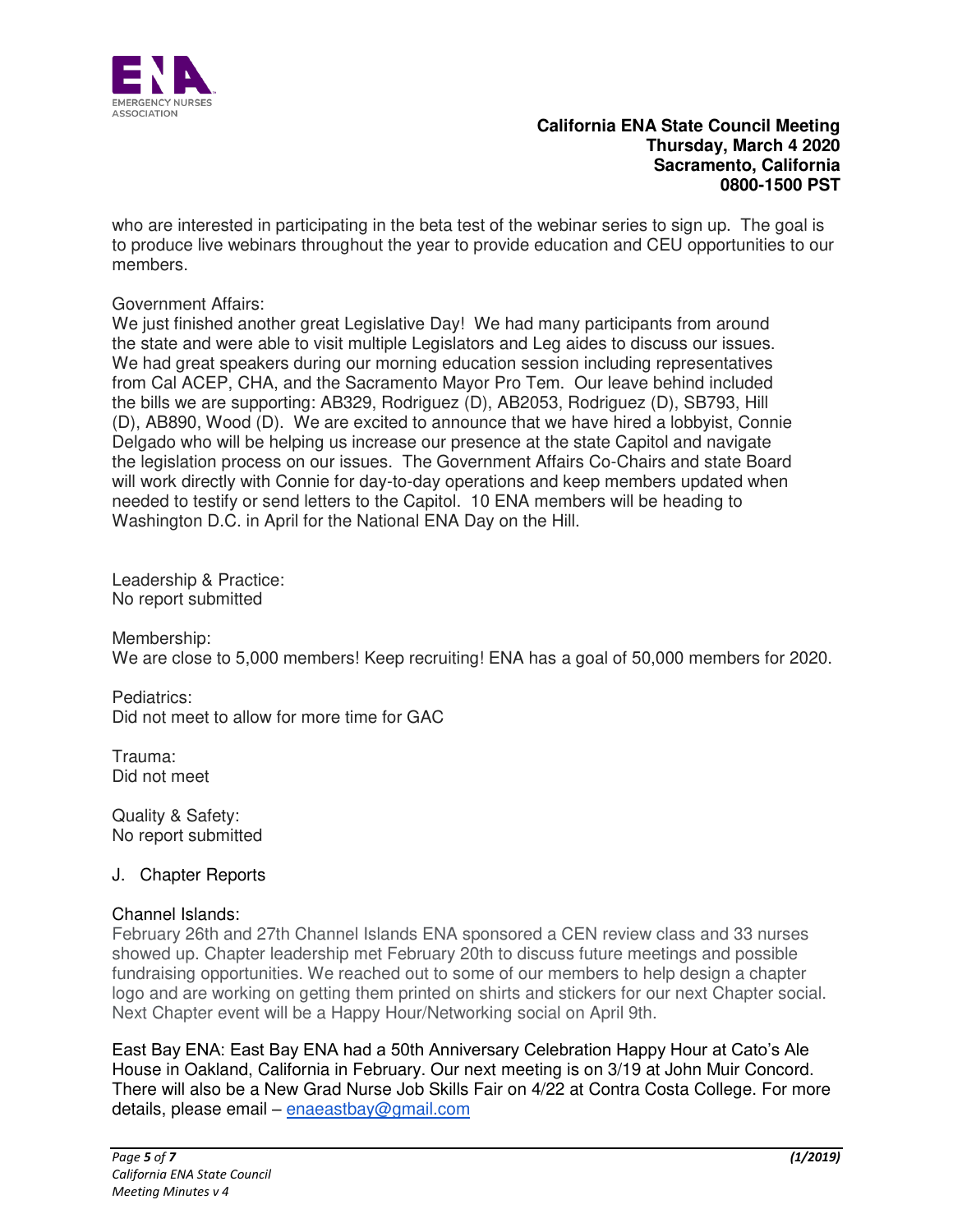who are interested in participating in the beta test of the webinar series to sign up. The goal is to produce live webinars throughout the year to provide education and CEU opportunities to our members.

Government Affairs:
We just finished another great Legislative Day! We had many participants from around the state and were able to visit multiple Legislators and Leg aides to discuss our issues. We had great speakers during our morning education session including representatives from Cal ACEP, CHA, and the Sacramento Mayor Pro Tem. Our leave behind included the bills we are supporting: AB329, Rodriguez (D), AB2053, Rodriguez (D), SB793, Hill (D), AB890, Wood (D). We are excited to announce that we have hired a lobbyist, Connie Delgado who will be helping us increase our presence at the state Capitol and navigate the legislation process on our issues. The Government Affairs Co-Chairs and state Board will work directly with Connie for day-to-day operations and keep members updated when needed to testify or send letters to the Capitol. 10 ENA members will be heading to Washington D.C. in April for the National ENA Day on the Hill.

Leadership & Practice:
No report submitted

Membership:
We are close to 5,000 members! Keep recruiting! ENA has a goal of 50,000 members for 2020.

Pediatrics:
Did not meet to allow for more time for GAC

Trauma:
Did not meet

Quality & Safety:
No report submitted

J. Chapter Reports

Channel Islands:
February 26th and 27th Channel Islands ENA sponsored a CEN review class and 33 nurses showed up. Chapter leadership met February 20th to discuss future meetings and possible fundraising opportunities. We reached out to some of our members to help design a chapter logo and are working on getting them printed on shirts and stickers for our next Chapter social. Next Chapter event will be a Happy Hour/Networking social on April 9th.

East Bay ENA: East Bay ENA had a 50th Anniversary Celebration Happy Hour at Cato's Ale House in Oakland, California in February. Our next meeting is on 3/19 at John Muir Concord. There will also be a New Grad Nurse Job Skills Fair on 4/22 at Contra Costa College. For more details, please email – enaeastbay@gmail.com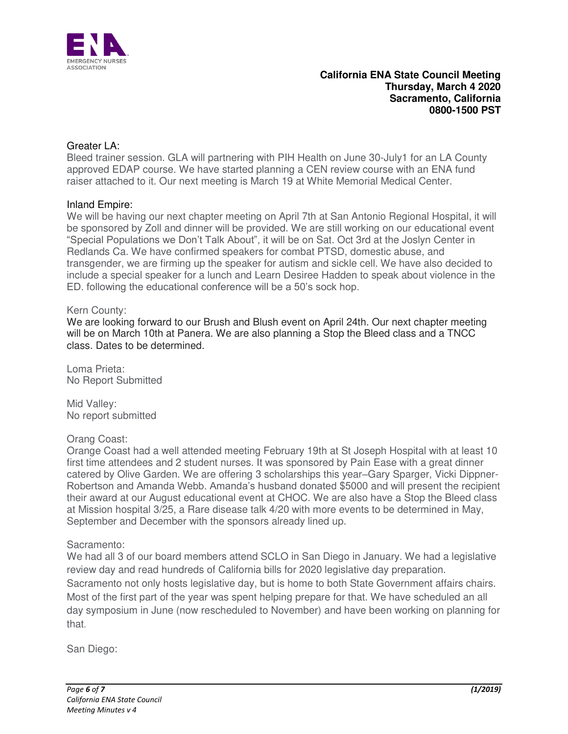Greater LA:
Bleed trainer session. GLA will partnering with PIH Health on June 30-July1 for an LA County approved EDAP course. We have started planning a CEN review course with an ENA fund raiser attached to it. Our next meeting is March 19 at White Memorial Medical Center.

Inland Empire:
We will be having our next chapter meeting on April 7th at San Antonio Regional Hospital, it will be sponsored by Zoll and dinner will be provided. We are still working on our educational event "Special Populations we Don't Talk About", it will be on Sat. Oct 3rd at the Joslyn Center in Redlands Ca. We have confirmed speakers for combat PTSD, domestic abuse, and transgender, we are firming up the speaker for autism and sickle cell. We have also decided to include a special speaker for a lunch and Learn Desiree Hadden to speak about violence in the ED. following the educational conference will be a 50's sock hop.

Kern County:
We are looking forward to our Brush and Blush event on April 24th. Our next chapter meeting will be on March 10th at Panera. We are also planning a Stop the Bleed class and a TNCC class. Dates to be determined.

Loma Prieta:
No Report Submitted

Mid Valley:
No report submitted

Orang Coast:
Orange Coast had a well attended meeting February 19th at St Joseph Hospital with at least 10 first time attendees and 2 student nurses. It was sponsored by Pain Ease with a great dinner catered by Olive Garden. We are offering 3 scholarships this year–Gary Sparger, Vicki Dippner-Robertson and Amanda Webb. Amanda's husband donated $5000 and will present the recipient their award at our August educational event at CHOC. We are also have a Stop the Bleed class at Mission hospital 3/25, a Rare disease talk 4/20 with more events to be determined in May, September and December with the sponsors already lined up.

Sacramento:
We had all 3 of our board members attend SCLO in San Diego in January. We had a legislative review day and read hundreds of California bills for 2020 legislative day preparation. Sacramento not only hosts legislative day, but is home to both State Government affairs chairs. Most of the first part of the year was spent helping prepare for that. We have scheduled an all day symposium in June (now rescheduled to November) and have been working on planning for that.

San Diego: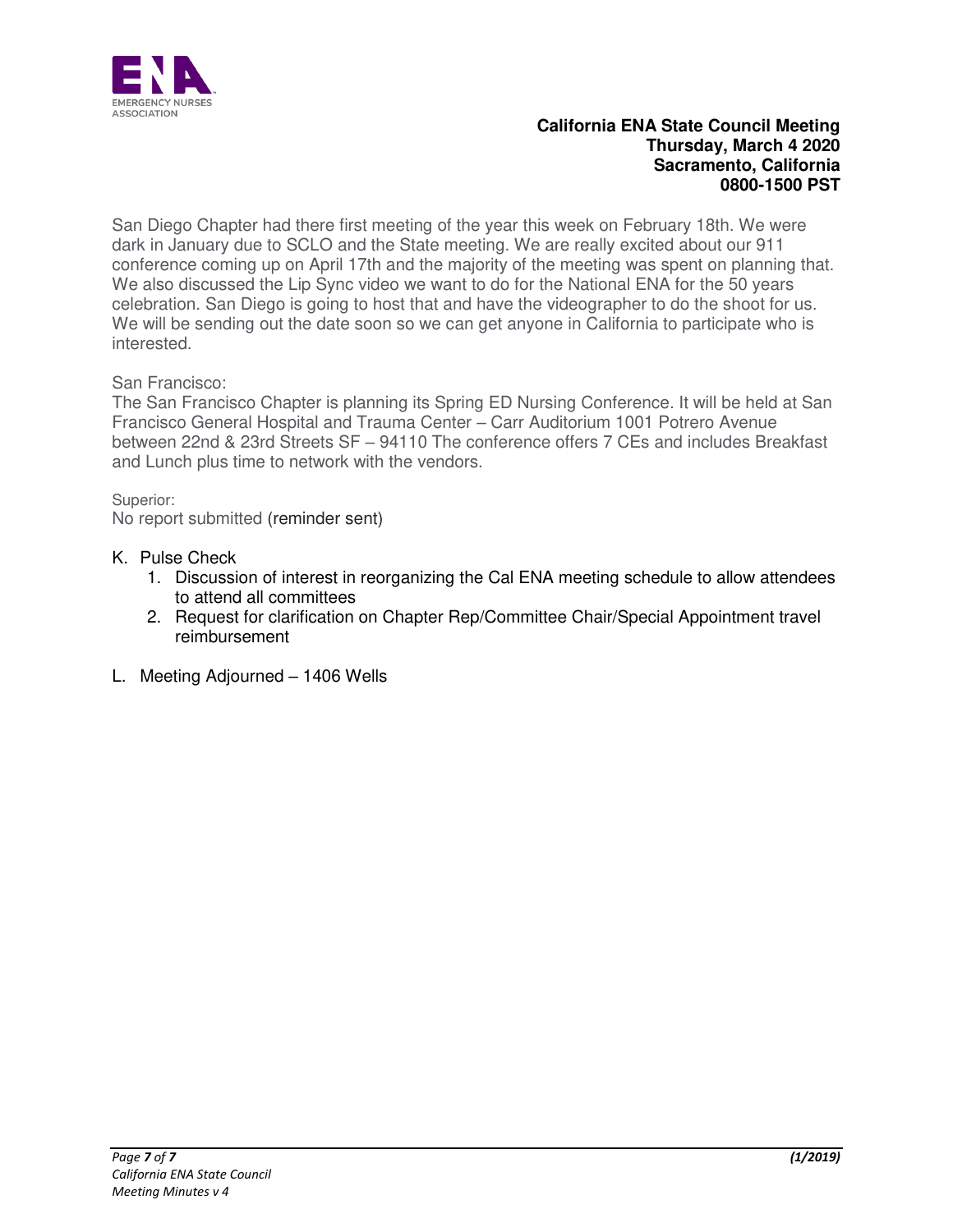San Diego Chapter had there first meeting of the year this week on February 18th. We were dark in January due to SCLO and the State meeting. We are really excited about our 911 conference coming up on April 17th and the majority of the meeting was spent on planning that. We also discussed the Lip Sync video we want to do for the National ENA for the 50 years celebration. San Diego is going to host that and have the videographer to do the shoot for us. We will be sending out the date soon so we can get anyone in California to participate who is interested.

San Francisco:
The San Francisco Chapter is planning its Spring ED Nursing Conference. It will be held at San Francisco General Hospital and Trauma Center – Carr Auditorium 1001 Potrero Avenue between 22nd & 23rd Streets SF – 94110 The conference offers 7 CEs and includes Breakfast and Lunch plus time to network with the vendors.

Superior:
No report submitted (reminder sent)

K. Pulse Check
   1. Discussion of interest in reorganizing the Cal ENA meeting schedule to allow attendees to attend all committees
   2. Request for clarification on Chapter Rep/Committee Chair/Special Appointment travel reimbursement

L. Meeting Adjourned – 1406 Wells